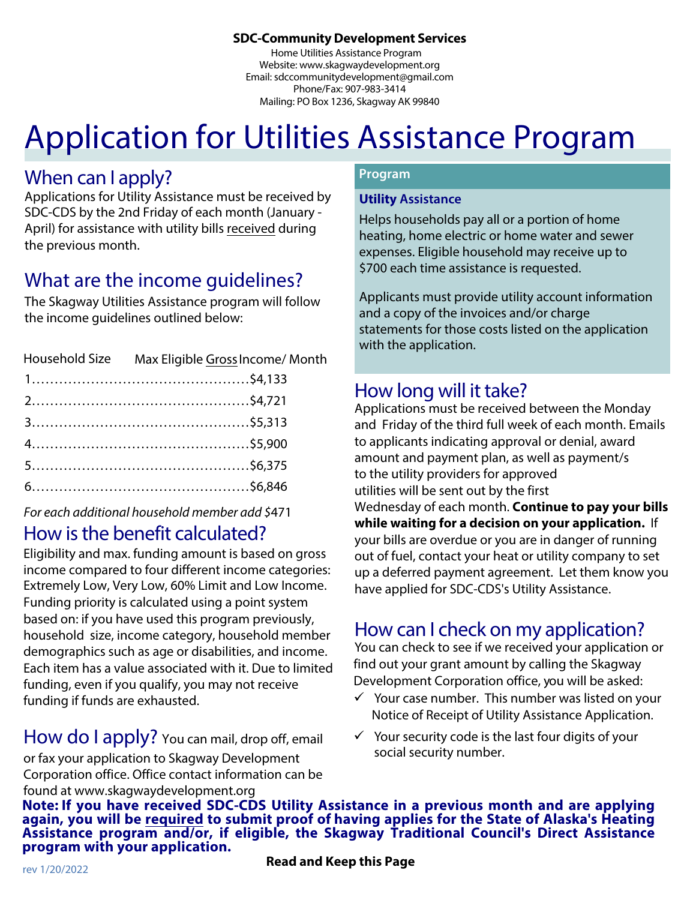**SDC-Community Development Services**

Home Utilities Assistance Program
Website: www.skagwaydevelopment.org
Email: sdccommunitydevelopment@gmail.com
Phone/Fax: 907-983-3414
Mailing: PO Box 1236, Skagway AK 99840

# Application for Utilities Assistance Program

## When can I apply?

Applications for Utility Assistance must be received by SDC-CDS by the 2nd Friday of each month (January - April) for assistance with utility bills received during the previous month.

## What are the income guidelines?

The Skagway Utilities Assistance program will follow the income guidelines outlined below:

| Household Size | Max Eligible Gross Income/ Month |
|---|---|
| 1 | $4,133 |
| 2 | $4,721 |
| 3 | $5,313 |
| 4 | $5,900 |
| 5 | $6,375 |
| 6 | $6,846 |

*For each additional household member add $471*

## How is the benefit calculated?

Eligibility and max. funding amount is based on gross income compared to four different income categories: Extremely Low, Very Low, 60% Limit and Low Income. Funding priority is calculated using a point system based on: if you have used this program previously, household size, income category, household member demographics such as age or disabilities, and income. Each item has a value associated with it. Due to limited funding, even if you qualify, you may not receive funding if funds are exhausted.

## How do I apply?

You can mail, drop off, email or fax your application to Skagway Development Corporation office. Office contact information can be found at www.skagwaydevelopment.org

**Program**

**Utility Assistance**

Helps households pay all or a portion of home heating, home electric or home water and sewer expenses. Eligible household may receive up to $700 each time assistance is requested.

Applicants must provide utility account information and a copy of the invoices and/or charge statements for those costs listed on the application with the application.

## How long will it take?

Applications must be received between the Monday and Friday of the third full week of each month. Emails to applicants indicating approval or denial, award amount and payment plan, as well as payment/s to the utility providers for approved utilities will be sent out by the first Wednesday of each month. **Continue to pay your bills while waiting for a decision on your application.** If your bills are overdue or you are in danger of running out of fuel, contact your heat or utility company to set up a deferred payment agreement. Let them know you have applied for SDC-CDS's Utility Assistance.

## How can I check on my application?

You can check to see if we received your application or find out your grant amount by calling the Skagway Development Corporation office, you will be asked:

- ✓ Your case number. This number was listed on your Notice of Receipt of Utility Assistance Application.
- ✓ Your security code is the last four digits of your social security number.

**Note: If you have received SDC-CDS Utility Assistance in a previous month and are applying again, you will be required to submit proof of having applies for the State of Alaska's Heating Assistance program and/or, if eligible, the Skagway Traditional Council's Direct Assistance program with your application.**

**Read and Keep this Page**

rev 1/20/2022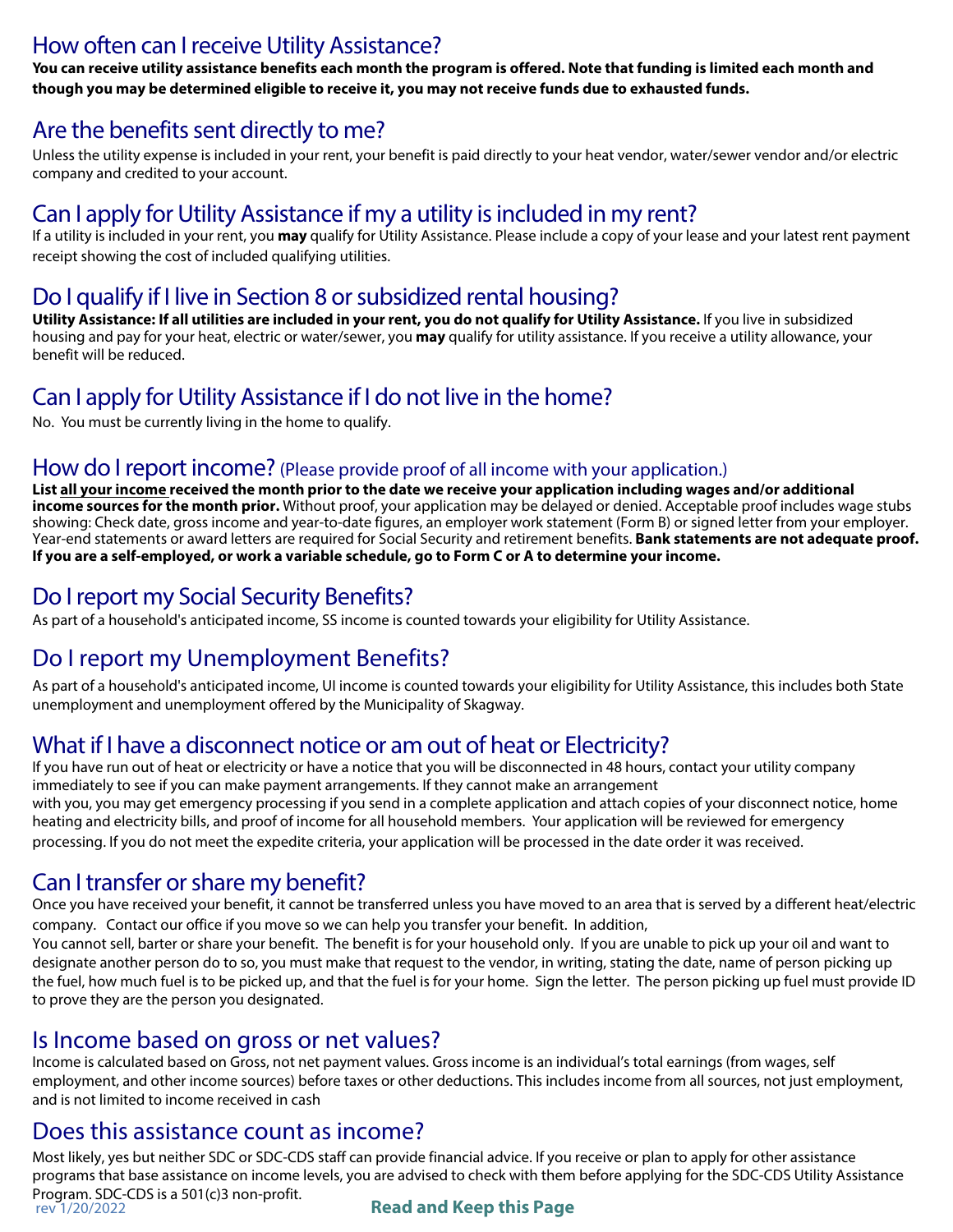## How often can I receive Utility Assistance?

**You can receive utility assistance benefits each month the program is offered. Note that funding is limited each month and though you may be determined eligible to receive it, you may not receive funds due to exhausted funds.**

## Are the benefits sent directly to me?

Unless the utility expense is included in your rent, your benefit is paid directly to your heat vendor, water/sewer vendor and/or electric company and credited to your account.

## Can I apply for Utility Assistance if my a utility is included in my rent?

If a utility is included in your rent, you **may** qualify for Utility Assistance. Please include a copy of your lease and your latest rent payment receipt showing the cost of included qualifying utilities.

## Do I qualify if I live in Section 8 or subsidized rental housing?

**Utility Assistance: If all utilities are included in your rent, you do not qualify for Utility Assistance.** If you live in subsidized housing and pay for your heat, electric or water/sewer, you **may** qualify for utility assistance. If you receive a utility allowance, your benefit will be reduced.

## Can I apply for Utility Assistance if I do not live in the home?

No. You must be currently living in the home to qualify.

## How do I report income? (Please provide proof of all income with your application.)

**List <u>all your income</u> received the month prior to the date we receive your application including wages and/or additional income sources for the month prior.** Without proof, your application may be delayed or denied. Acceptable proof includes wage stubs showing: Check date, gross income and year-to-date figures, an employer work statement (Form B) or signed letter from your employer. Year-end statements or award letters are required for Social Security and retirement benefits. **Bank statements are not adequate proof. If you are a self-employed, or work a variable schedule, go to Form C or A to determine your income.**

## Do I report my Social Security Benefits?

As part of a household's anticipated income, SS income is counted towards your eligibility for Utility Assistance.

## Do I report my Unemployment Benefits?

As part of a household's anticipated income, UI income is counted towards your eligibility for Utility Assistance, this includes both State unemployment and unemployment offered by the Municipality of Skagway.

## What if I have a disconnect notice or am out of heat or Electricity?

If you have run out of heat or electricity or have a notice that you will be disconnected in 48 hours, contact your utility company immediately to see if you can make payment arrangements. If they cannot make an arrangement with you, you may get emergency processing if you send in a complete application and attach copies of your disconnect notice, home heating and electricity bills, and proof of income for all household members. Your application will be reviewed for emergency processing. If you do not meet the expedite criteria, your application will be processed in the date order it was received.

## Can I transfer or share my benefit?

Once you have received your benefit, it cannot be transferred unless you have moved to an area that is served by a different heat/electric company. Contact our office if you move so we can help you transfer your benefit. In addition,
You cannot sell, barter or share your benefit. The benefit is for your household only. If you are unable to pick up your oil and want to designate another person do to so, you must make that request to the vendor, in writing, stating the date, name of person picking up the fuel, how much fuel is to be picked up, and that the fuel is for your home. Sign the letter. The person picking up fuel must provide ID to prove they are the person you designated.

## Is Income based on gross or net values?

Income is calculated based on Gross, not net payment values. Gross income is an individual's total earnings (from wages, self employment, and other income sources) before taxes or other deductions. This includes income from all sources, not just employment, and is not limited to income received in cash

## Does this assistance count as income?

Most likely, yes but neither SDC or SDC-CDS staff can provide financial advice. If you receive or plan to apply for other assistance programs that base assistance on income levels, you are advised to check with them before applying for the SDC-CDS Utility Assistance Program. SDC-CDS is a 501(c)3 non-profit.

rev 1/20/2022

**Read and Keep this Page**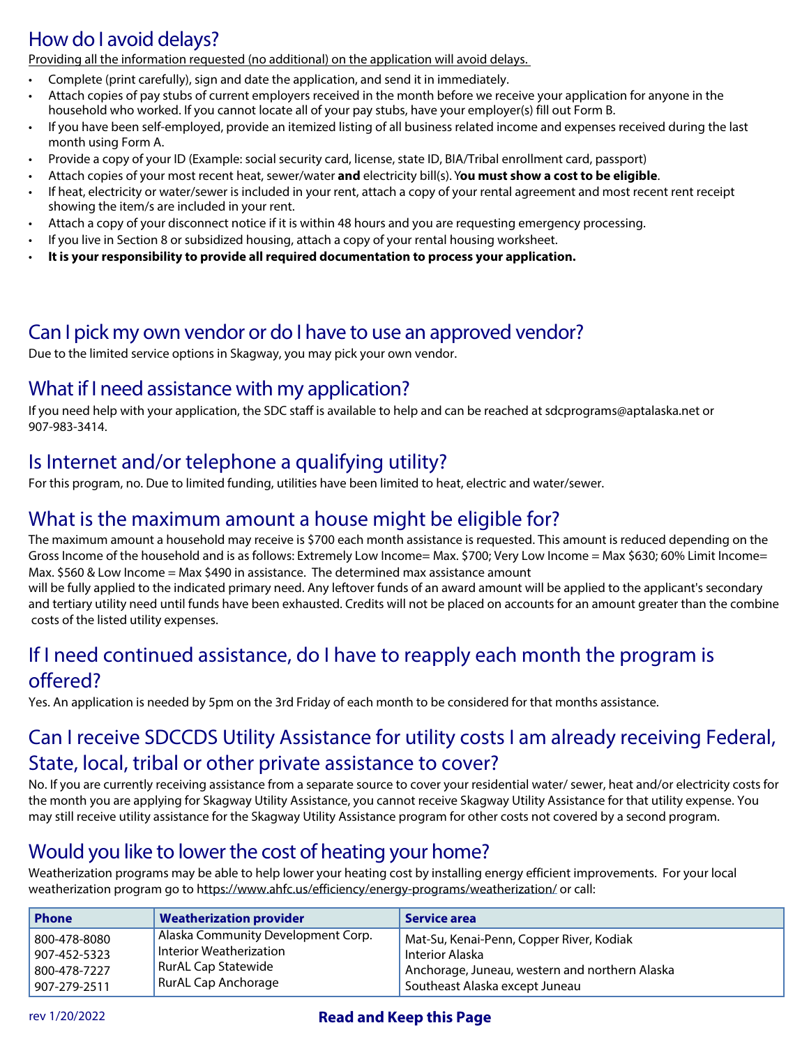## How do I avoid delays?

Providing all the information requested (no additional) on the application will avoid delays.

- Complete (print carefully), sign and date the application, and send it in immediately.
- Attach copies of pay stubs of current employers received in the month before we receive your application for anyone in the household who worked. If you cannot locate all of your pay stubs, have your employer(s) fill out Form B.
- If you have been self-employed, provide an itemized listing of all business related income and expenses received during the last month using Form A.
- Provide a copy of your ID (Example: social security card, license, state ID, BIA/Tribal enrollment card, passport)
- Attach copies of your most recent heat, sewer/water **and** electricity bill(s). **You must show a cost to be eligible**.
- If heat, electricity or water/sewer is included in your rent, attach a copy of your rental agreement and most recent rent receipt showing the item/s are included in your rent.
- Attach a copy of your disconnect notice if it is within 48 hours and you are requesting emergency processing.
- If you live in Section 8 or subsidized housing, attach a copy of your rental housing worksheet.
- **It is your responsibility to provide all required documentation to process your application.**

## Can I pick my own vendor or do I have to use an approved vendor?

Due to the limited service options in Skagway, you may pick your own vendor.

## What if I need assistance with my application?

If you need help with your application, the SDC staff is available to help and can be reached at sdcprograms@aptalaska.net or 907-983-3414.

## Is Internet and/or telephone a qualifying utility?

For this program, no. Due to limited funding, utilities have been limited to heat, electric and water/sewer.

## What is the maximum amount a house might be eligible for?

The maximum amount a household may receive is $700 each month assistance is requested. This amount is reduced depending on the Gross Income of the household and is as follows: Extremely Low Income= Max. $700; Very Low Income = Max $630; 60% Limit Income= Max. $560 & Low Income = Max $490 in assistance. The determined max assistance amount will be fully applied to the indicated primary need. Any leftover funds of an award amount will be applied to the applicant's secondary and tertiary utility need until funds have been exhausted. Credits will not be placed on accounts for an amount greater than the combine costs of the listed utility expenses.

## If I need continued assistance, do I have to reapply each month the program is offered?

Yes. An application is needed by 5pm on the 3rd Friday of each month to be considered for that months assistance.

## Can I receive SDCCDS Utility Assistance for utility costs I am already receiving Federal, State, local, tribal or other private assistance to cover?

No. If you are currently receiving assistance from a separate source to cover your residential water/ sewer, heat and/or electricity costs for the month you are applying for Skagway Utility Assistance, you cannot receive Skagway Utility Assistance for that utility expense. You may still receive utility assistance for the Skagway Utility Assistance program for other costs not covered by a second program.

## Would you like to lower the cost of heating your home?

Weatherization programs may be able to help lower your heating cost by installing energy efficient improvements. For your local weatherization program go to https://www.ahfc.us/efficiency/energy-programs/weatherization/ or call:

| Phone | Weatherization provider | Service area |
|---|---|---|
| 800-478-8080 | Alaska Community Development Corp. | Mat-Su, Kenai-Penn, Copper River, Kodiak |
| 907-452-5323 | Interior Weatherization | Interior Alaska |
| 800-478-7227 | RurAL Cap Statewide | Anchorage, Juneau, western and northern Alaska |
| 907-279-2511 | RurAL Cap Anchorage | Southeast Alaska except Juneau |

rev 1/20/2022

**Read and Keep this Page**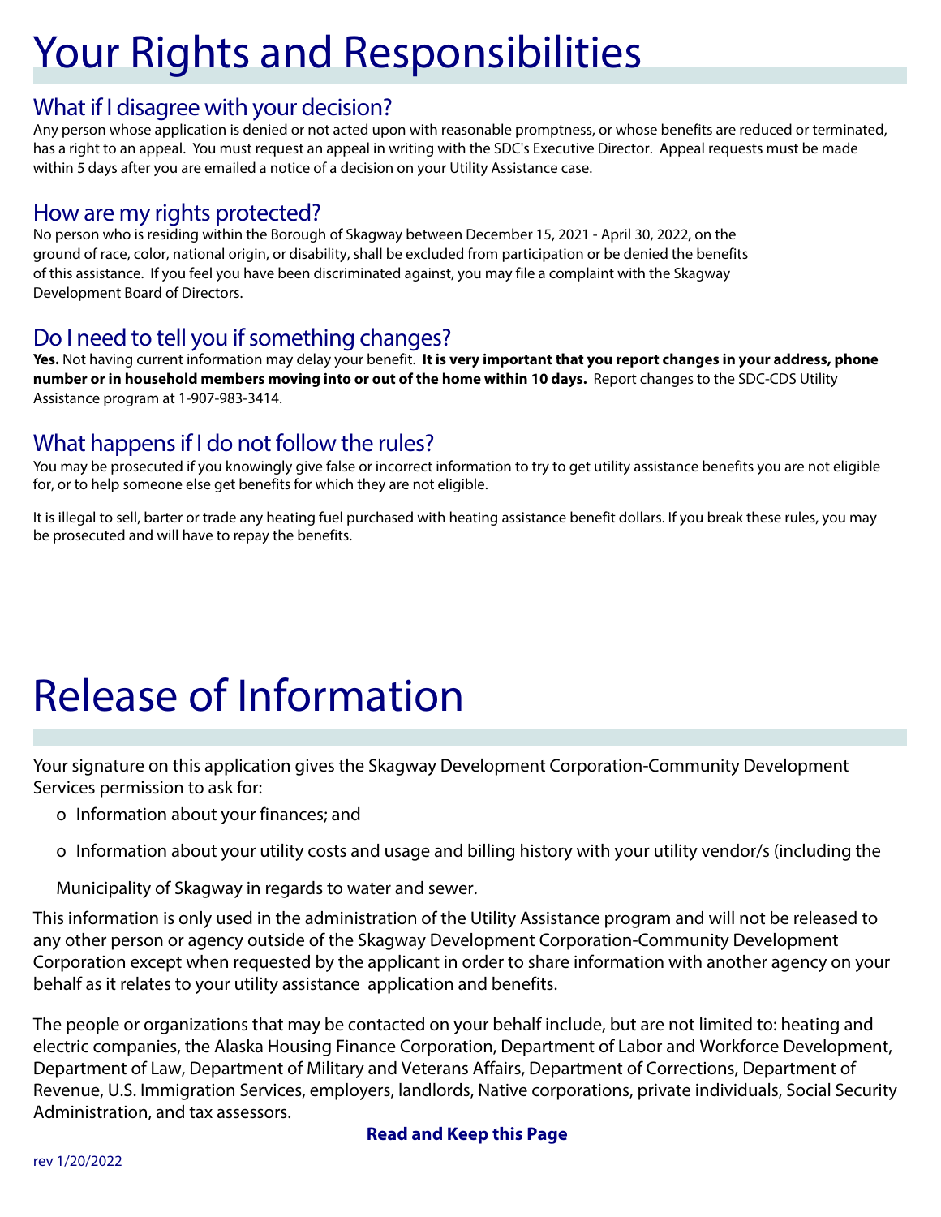# Your Rights and Responsibilities

## What if I disagree with your decision?

Any person whose application is denied or not acted upon with reasonable promptness, or whose benefits are reduced or terminated, has a right to an appeal. You must request an appeal in writing with the SDC's Executive Director. Appeal requests must be made within 5 days after you are emailed a notice of a decision on your Utility Assistance case.

## How are my rights protected?

No person who is residing within the Borough of Skagway between December 15, 2021 - April 30, 2022, on the ground of race, color, national origin, or disability, shall be excluded from participation or be denied the benefits of this assistance. If you feel you have been discriminated against, you may file a complaint with the Skagway Development Board of Directors.

## Do I need to tell you if something changes?

**Yes.** Not having current information may delay your benefit. **It is very important that you report changes in your address, phone number or in household members moving into or out of the home within 10 days.** Report changes to the SDC-CDS Utility Assistance program at 1-907-983-3414.

## What happens if I do not follow the rules?

You may be prosecuted if you knowingly give false or incorrect information to try to get utility assistance benefits you are not eligible for, or to help someone else get benefits for which they are not eligible.

It is illegal to sell, barter or trade any heating fuel purchased with heating assistance benefit dollars. If you break these rules, you may be prosecuted and will have to repay the benefits.

# Release of Information

Your signature on this application gives the Skagway Development Corporation-Community Development Services permission to ask for:

- Information about your finances; and
- Information about your utility costs and usage and billing history with your utility vendor/s (including the Municipality of Skagway in regards to water and sewer.

This information is only used in the administration of the Utility Assistance program and will not be released to any other person or agency outside of the Skagway Development Corporation-Community Development Corporation except when requested by the applicant in order to share information with another agency on your behalf as it relates to your utility assistance application and benefits.

The people or organizations that may be contacted on your behalf include, but are not limited to: heating and electric companies, the Alaska Housing Finance Corporation, Department of Labor and Workforce Development, Department of Law, Department of Military and Veterans Affairs, Department of Corrections, Department of Revenue, U.S. Immigration Services, employers, landlords, Native corporations, private individuals, Social Security Administration, and tax assessors.

**Read and Keep this Page**

rev 1/20/2022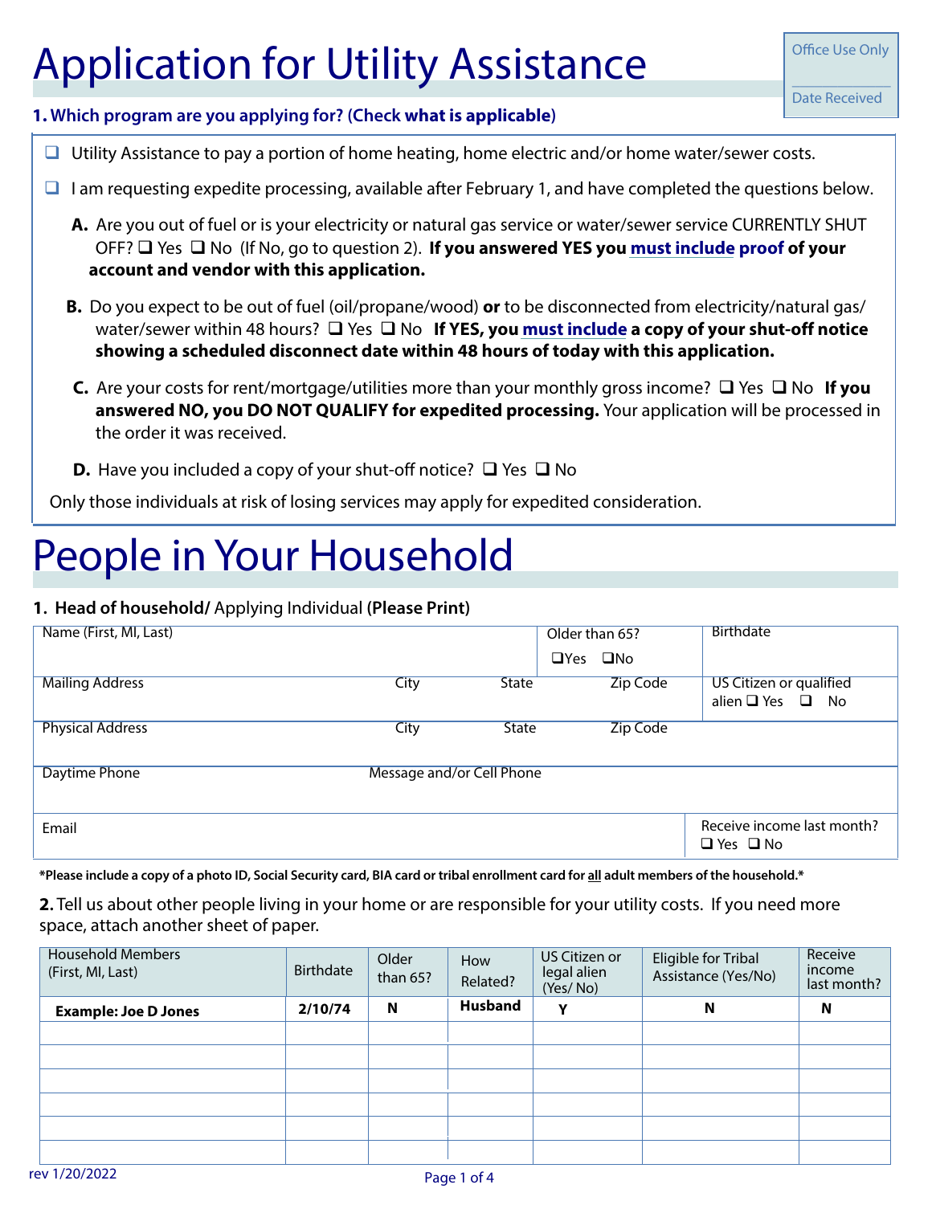# Application for Utility Assistance

| Office Use Only |
|---|
| Date Received |

**1. Which program are you applying for? (Check what is applicable)**

- ❑ Utility Assistance to pay a portion of home heating, home electric and/or home water/sewer costs.
- ❑ I am requesting expedite processing, available after February 1, and have completed the questions below.

**A.** Are you out of fuel or is your electricity or natural gas service or water/sewer service CURRENTLY SHUT OFF? ❑ Yes ❑ No (If No, go to question 2). **If you answered YES you must include proof of your account and vendor with this application.**

**B.** Do you expect to be out of fuel (oil/propane/wood) **or** to be disconnected from electricity/natural gas/water/sewer within 48 hours? ❑ Yes ❑ No **If YES, you must include a copy of your shut-off notice showing a scheduled disconnect date within 48 hours of today with this application.**

**C.** Are your costs for rent/mortgage/utilities more than your monthly gross income? ❑ Yes ❑ No **If you answered NO, you DO NOT QUALIFY for expedited processing.** Your application will be processed in the order it was received.

**D.** Have you included a copy of your shut-off notice? ❑ Yes ❑ No

Only those individuals at risk of losing services may apply for expedited consideration.

# People in Your Household

**1. Head of household/** Applying Individual **(Please Print)**

| Name (First, MI, Last) | | | | Older than 65? ❑Yes ❑No | Birthdate |
|---|---|---|---|---|---|
| Mailing Address | City | State | Zip Code | | US Citizen or qualified alien ❑ Yes ❑ No |
| Physical Address | City | State | Zip Code | | |
| Daytime Phone | Message and/or Cell Phone | | | | |
| Email | | | | | Receive income last month? ❑ Yes ❑ No |

***Please include a copy of a photo ID, Social Security card, BIA card or tribal enrollment card for all adult members of the household.***

**2.** Tell us about other people living in your home or are responsible for your utility costs. If you need more space, attach another sheet of paper.

| Household Members (First, MI, Last) | Birthdate | Older than 65? | How Related? | US Citizen or legal alien (Yes/ No) | Eligible for Tribal Assistance (Yes/No) | Receive income last month? |
|---|---|---|---|---|---|---|
| **Example: Joe D Jones** | **2/10/74** | **N** | **Husband** | **Y** | **N** | **N** |
| | | | | | | |
| | | | | | | |
| | | | | | | |
| | | | | | | |
| | | | | | | |
| | | | | | | |

rev 1/20/2022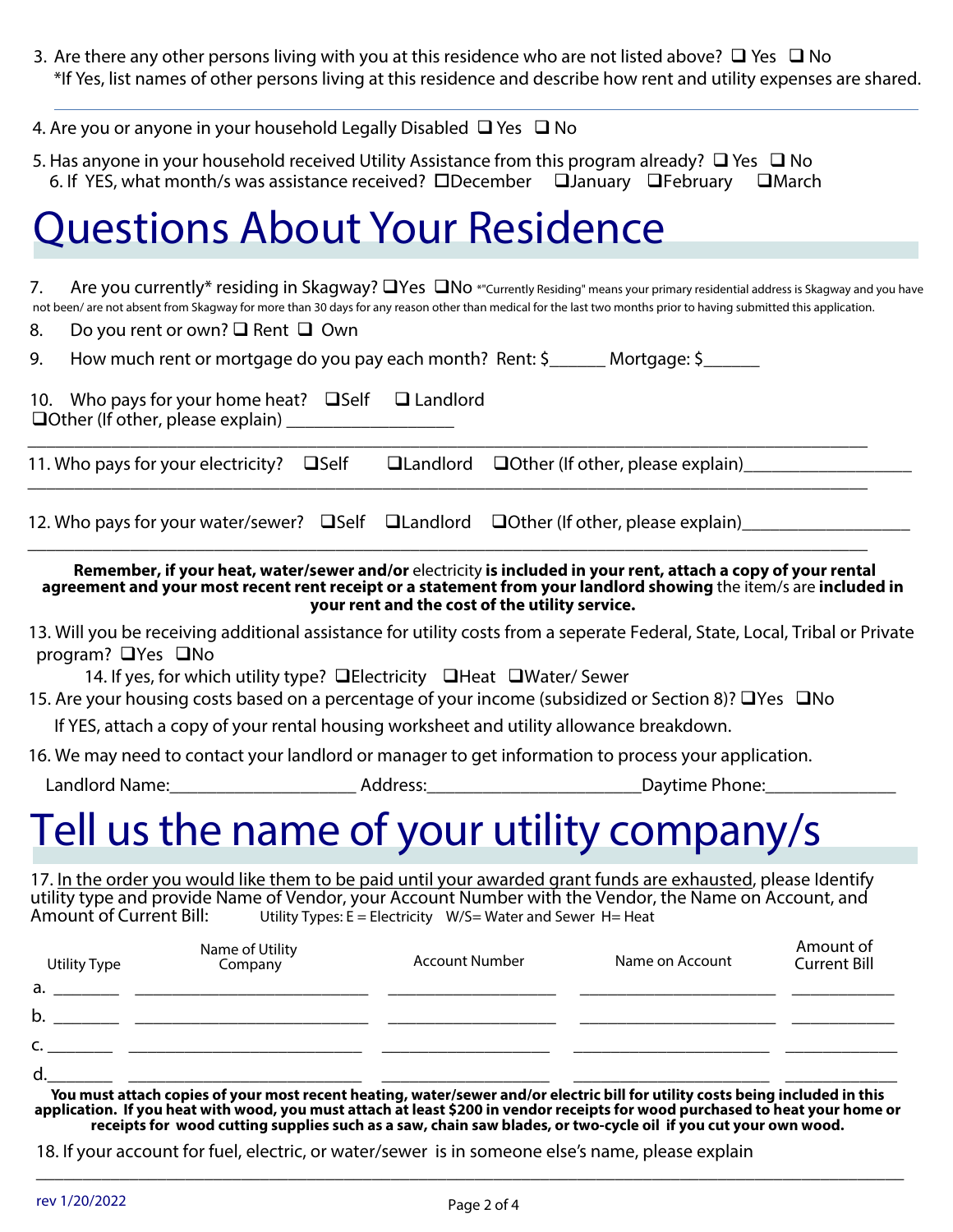3. Are there any other persons living with you at this residence who are not listed above? ❑ Yes ❑ No
*If Yes, list names of other persons living at this residence and describe how rent and utility expenses are shared.

_______________________________________________________________________________

4. Are you or anyone in your household Legally Disabled ❑ Yes ❑ No

5. Has anyone in your household received Utility Assistance from this program already? ❑ Yes ❑ No
6. If YES, what month/s was assistance received? ❑December ❑January ❑February ❑March

# Questions About Your Residence

7. Are you currently* residing in Skagway? ❑Yes ❑No *"Currently Residing" means your primary residential address is Skagway and you have not been/ are not absent from Skagway for more than 30 days for any reason other than medical for the last two months prior to having submitted this application.

8. Do you rent or own? ❑ Rent ❑ Own

9. How much rent or mortgage do you pay each month? Rent: $______ Mortgage: $______

10. Who pays for your home heat? ❑Self ❑ Landlord
❑Other (If other, please explain) __________________

_______________________________________________________________________________

11. Who pays for your electricity? ❑Self ❑Landlord ❑Other (If other, please explain)__________________

_______________________________________________________________________________

12. Who pays for your water/sewer? ❑Self ❑Landlord ❑Other (If other, please explain)__________________

_______________________________________________________________________________

**Remember, if your heat, water/sewer and/or** electricity **is included in your rent, attach a copy of your rental agreement and your most recent rent receipt or a statement from your landlord showing** the item/s are **included in your rent and the cost of the utility service.**

13. Will you be receiving additional assistance for utility costs from a seperate Federal, State, Local, Tribal or Private program? ❑Yes ❑No
14. If yes, for which utility type? ❑Electricity ❑Heat ❑Water/ Sewer

15. Are your housing costs based on a percentage of your income (subsidized or Section 8)? ❑Yes ❑No
If YES, attach a copy of your rental housing worksheet and utility allowance breakdown.

16. We may need to contact your landlord or manager to get information to process your application.
Landlord Name:____________________ Address:______________________Daytime Phone:______________

# Tell us the name of your utility company/s

17. <u>In the order you would like them to be paid until your awarded grant funds are exhausted</u>, please Identify utility type and provide Name of Vendor, your Account Number with the Vendor, the Name on Account, and Amount of Current Bill: Utility Types: E = Electricity W/S= Water and Sewer H= Heat

| | Utility Type | Name of Utility Company | Account Number | Name on Account | Amount of Current Bill |
|---|---|---|---|---|---|
| a. | | | | | |
| b. | | | | | |
| c. | | | | | |
| d. | | | | | |

**You must attach copies of your most recent heating, water/sewer and/or electric bill for utility costs being included in this application. If you heat with wood, you must attach at least $200 in vendor receipts for wood purchased to heat your home or receipts for wood cutting supplies such as a saw, chain saw blades, or two-cycle oil if you cut your own wood.**

18. If your account for fuel, electric, or water/sewer is in someone else's name, please explain

_______________________________________________________________________________

rev 1/20/2022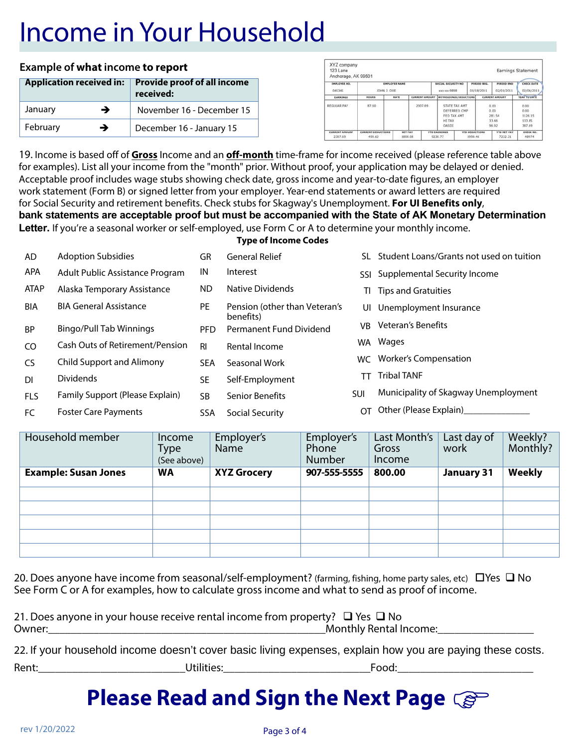# Income in Your Household

**Example of what income to report**

| Application received in: | Provide proof of all income received: |
|---|---|
| January → | November 16 - December 15 |
| February → | December 16 - January 15 |

| XYZ company<br>123 Lane<br>Anchorage, AK 99501 | | | | | | Earnings Statement |
|---|---|---|---|---|---|---|
| EMPLOYEE NO. | EMPLOYEE NAME | | SOCIAL SECURITY NO | PERIOD BEG. | PERIOD END | CHECK DATE |
| 045345 | JOHN J. DOE | | xxx-xx-9898 | 01/18/2011 | 02/01/2011 | 02/04/2011 |
| EARNINGS | HOURS | RATE | CURRENT AMOUNT | WITHHOLDINGS/DEDUCTIONS | CURRENT AMOUNT | YEAR TO DATE |
| REGULAR PAY | 87.50 | | 2307.69 | STATE TAX AMT<br>DEFERRED CMP<br>FED TAX AMT<br>HI TAX<br>OASDI | 0.00<br>0.00<br>281.54<br>33.46<br>96.92 | 0.00<br>0.00<br>1126.15<br>133.85<br>387.69 |
| CURRENT AMOUNT | CURRENT DEDUCTIONS | NET PAY | YTD EARNINGS | YTD DEDUCTIONS | YTD NET PAY | CHECK NO. |
| 2307.69 | 499.62 | 1808.08 | 9230.77 | 1998.46 | 7232.31 | 48974 |

19. Income is based off of **<u>Gross</u>** Income and an **<u>off-month</u>** time-frame for income received (please reference table above for examples). List all your income from the "month" prior. Without proof, your application may be delayed or denied. Acceptable proof includes wage stubs showing check date, gross income and year-to-date figures, an employer work statement (Form B) or signed letter from your employer. Year-end statements or award letters are required for Social Security and retirement benefits. Check stubs for Skagway's Unemployment. **For UI Benefits only**, **bank statements are acceptable proof but must be accompanied with the State of AK Monetary Determination Letter.** If you're a seasonal worker or self-employed, use Form C or A to determine your monthly income.

**Type of Income Codes**

| Code | Type | Code | Type | Code | Type |
|---|---|---|---|---|---|
| AD | Adoption Subsidies | GR | General Relief | SL | Student Loans/Grants not used on tuition |
| APA | Adult Public Assistance Program | IN | Interest | SSI | Supplemental Security Income |
| ATAP | Alaska Temporary Assistance | ND | Native Dividends | TI | Tips and Gratuities |
| BIA | BIA General Assistance | PE | Pension (other than Veteran's benefits) | UI | Unemployment Insurance |
| BP | Bingo/Pull Tab Winnings | PFD | Permanent Fund Dividend | VB | Veteran's Benefits |
| CO | Cash Outs of Retirement/Pension | RI | Rental Income | WA | Wages |
| CS | Child Support and Alimony | SEA | Seasonal Work | WC | Worker's Compensation |
| DI | Dividends | SE | Self-Employment | TT | Tribal TANF |
| FLS | Family Support (Please Explain) | SB | Senior Benefits | SUI | Municipality of Skagway Unemployment |
| FC | Foster Care Payments | SSA | Social Security | OT | Other (Please Explain)______________ |

| Household member | Income Type (See above) | Employer's Name | Employer's Phone Number | Last Month's Gross Income | Last day of work | Weekly? Monthly? |
|---|---|---|---|---|---|---|
| **Example: Susan Jones** | **WA** | **XYZ Grocery** | **907-555-5555** | **800.00** | **January 31** | **Weekly** |
| | | | | | | |
| | | | | | | |
| | | | | | | |
| | | | | | | |
| | | | | | | |

20. Does anyone have income from seasonal/self-employment? (farming, fishing, home party sales, etc) ☐Yes ☐ No
See Form C or A for examples, how to calculate gross income and what to send as proof of income.

21. Does anyone in your house receive rental income from property? ☐ Yes ☐ No
Owner:_______________________________________________Monthly Rental Income:________________

22. If your household income doesn't cover basic living expenses, explain how you are paying these costs.
Rent:________________________Utilities:________________________Food:______________________

## Please Read and Sign the Next Page ☞

rev 1/20/2022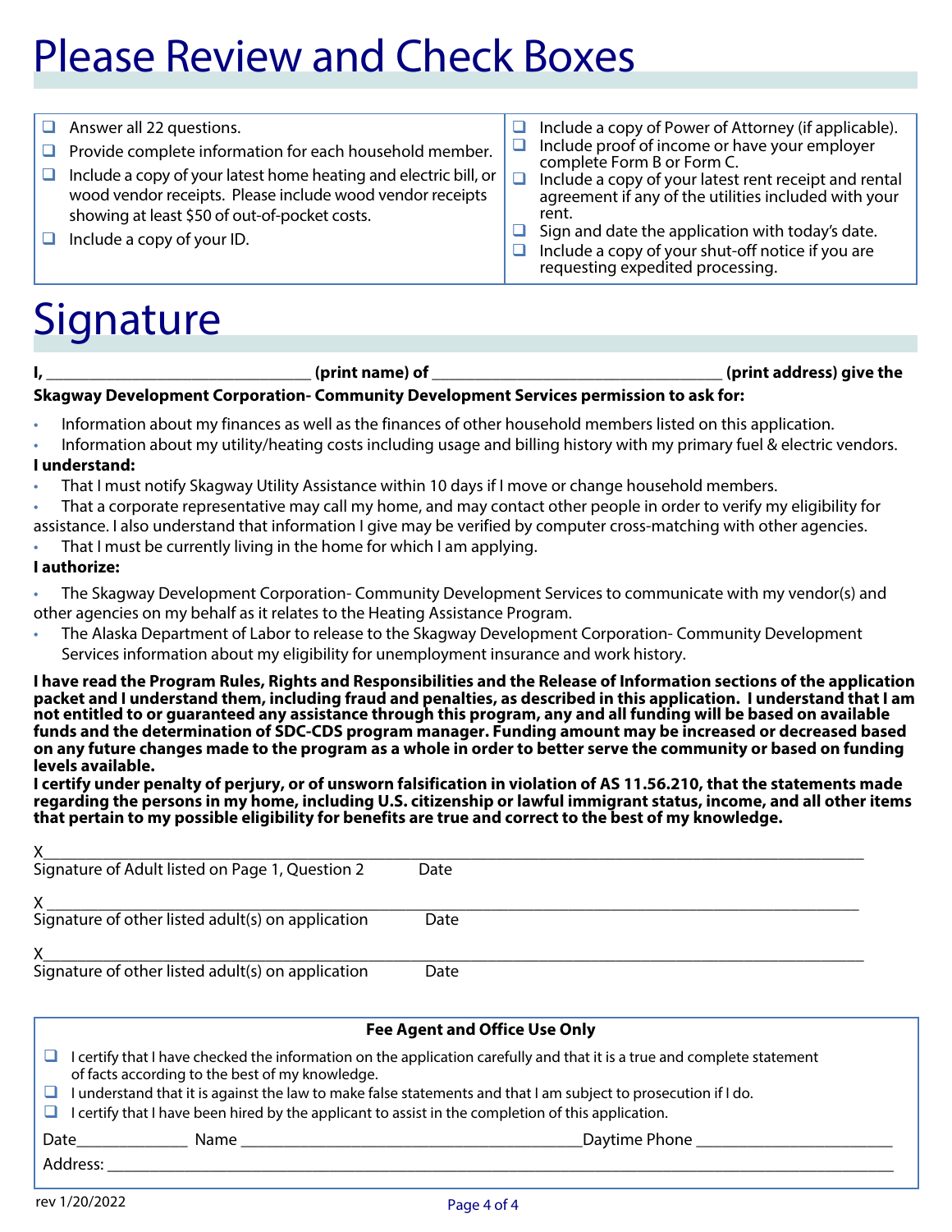# Please Review and Check Boxes

- ☐ Answer all 22 questions.
- ☐ Provide complete information for each household member.
- ☐ Include a copy of your latest home heating and electric bill, or wood vendor receipts. Please include wood vendor receipts showing at least $50 of out-of-pocket costs.
- ☐ Include a copy of your ID.
- ☐ Include a copy of Power of Attorney (if applicable).
- ☐ Include proof of income or have your employer complete Form B or Form C.
- ☐ Include a copy of your latest rent receipt and rental agreement if any of the utilities included with your rent.
- ☐ Sign and date the application with today's date.
- ☐ Include a copy of your shut-off notice if you are requesting expedited processing.

# Signature

**I, _______________________________ (print name) of __________________________________ (print address) give the Skagway Development Corporation- Community Development Services permission to ask for:**

- Information about my finances as well as the finances of other household members listed on this application.
- Information about my utility/heating costs including usage and billing history with my primary fuel & electric vendors.

**I understand:**

- That I must notify Skagway Utility Assistance within 10 days if I move or change household members.
- That a corporate representative may call my home, and may contact other people in order to verify my eligibility for assistance. I also understand that information I give may be verified by computer cross-matching with other agencies.
- That I must be currently living in the home for which I am applying.

**I authorize:**

- The Skagway Development Corporation- Community Development Services to communicate with my vendor(s) and other agencies on my behalf as it relates to the Heating Assistance Program.
- The Alaska Department of Labor to release to the Skagway Development Corporation- Community Development Services information about my eligibility for unemployment insurance and work history.

**I have read the Program Rules, Rights and Responsibilities and the Release of Information sections of the application packet and I understand them, including fraud and penalties, as described in this application. I understand that I am not entitled to or guaranteed any assistance through this program, any and all funding will be based on available funds and the determination of SDC-CDS program manager. Funding amount may be increased or decreased based on any future changes made to the program as a whole in order to better serve the community or based on funding levels available.**

**I certify under penalty of perjury, or of unsworn falsification in violation of AS 11.56.210, that the statements made regarding the persons in my home, including U.S. citizenship or lawful immigrant status, income, and all other items that pertain to my possible eligibility for benefits are true and correct to the best of my knowledge.**

X________________________________________________________________________
Signature of Adult listed on Page 1, Question 2 Date

X________________________________________________________________________
Signature of other listed adult(s) on application Date

X________________________________________________________________________
Signature of other listed adult(s) on application Date

**Fee Agent and Office Use Only**

- ☐ I certify that I have checked the information on the application carefully and that it is a true and complete statement of facts according to the best of my knowledge.
- ☐ I understand that it is against the law to make false statements and that I am subject to prosecution if I do.
- ☐ I certify that I have been hired by the applicant to assist in the completion of this application.

Date_____________ Name ________________________________________Daytime Phone _______________________

Address: ______________________________________________________________________________________

rev 1/20/2022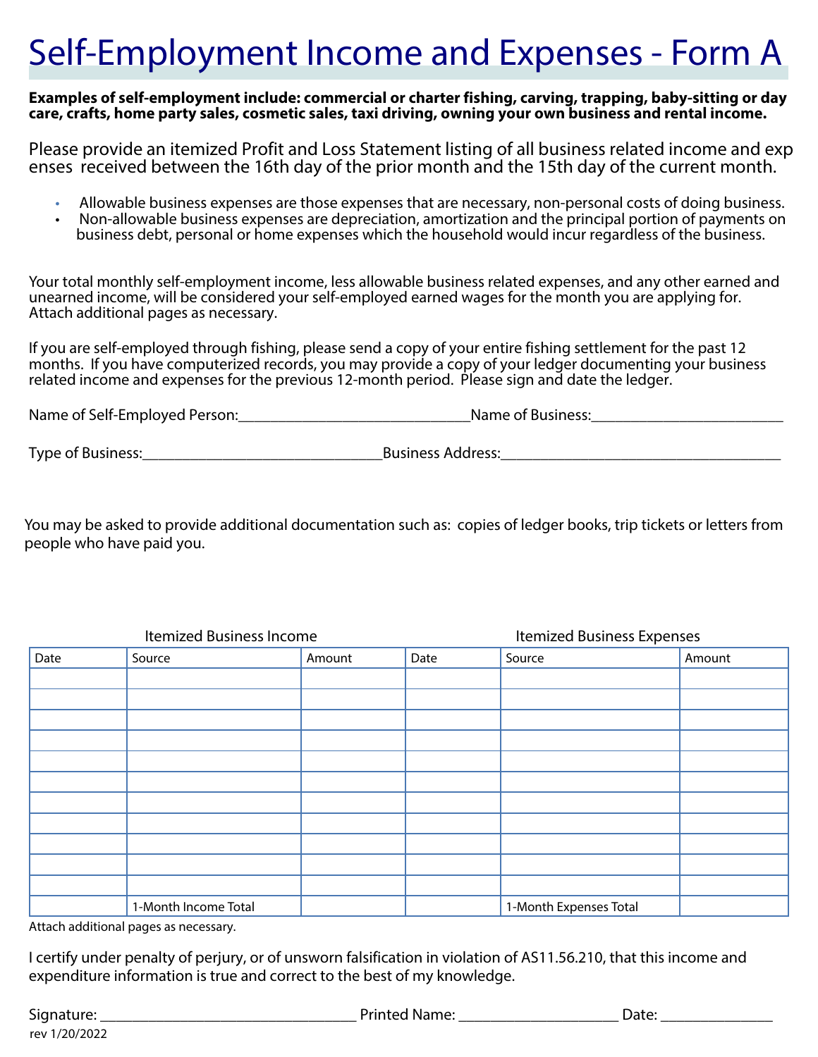# Self-Employment Income and Expenses - Form A

**Examples of self-employment include: commercial or charter fishing, carving, trapping, baby-sitting or day care, crafts, home party sales, cosmetic sales, taxi driving, owning your own business and rental income.**

Please provide an itemized Profit and Loss Statement listing of all business related income and expenses received between the 16th day of the prior month and the 15th day of the current month.

- Allowable business expenses are those expenses that are necessary, non-personal costs of doing business.
- Non-allowable business expenses are depreciation, amortization and the principal portion of payments on business debt, personal or home expenses which the household would incur regardless of the business.

Your total monthly self-employment income, less allowable business related expenses, and any other earned and unearned income, will be considered your self-employed earned wages for the month you are applying for. Attach additional pages as necessary.

If you are self-employed through fishing, please send a copy of your entire fishing settlement for the past 12 months. If you have computerized records, you may provide a copy of your ledger documenting your business related income and expenses for the previous 12-month period. Please sign and date the ledger.

Name of Self-Employed Person:_____________________________Name of Business:________________________

Type of Business:______________________________Business Address:___________________________________

You may be asked to provide additional documentation such as: copies of ledger books, trip tickets or letters from people who have paid you.

| Itemized Business Income | | | Itemized Business Expenses | | |
|---|---|---|---|---|---|
| Date | Source | Amount | Date | Source | Amount |
| | | | | | |
| | | | | | |
| | | | | | |
| | | | | | |
| | | | | | |
| | | | | | |
| | | | | | |
| | | | | | |
| | | | | | |
| | | | | | |
| | | | | | |
| | 1-Month Income Total | | | 1-Month Expenses Total | |

Attach additional pages as necessary.

I certify under penalty of perjury, or of unsworn falsification in violation of AS11.56.210, that this income and expenditure information is true and correct to the best of my knowledge.

Signature: ________________________________ Printed Name: ____________________ Date: ______________

rev 1/20/2022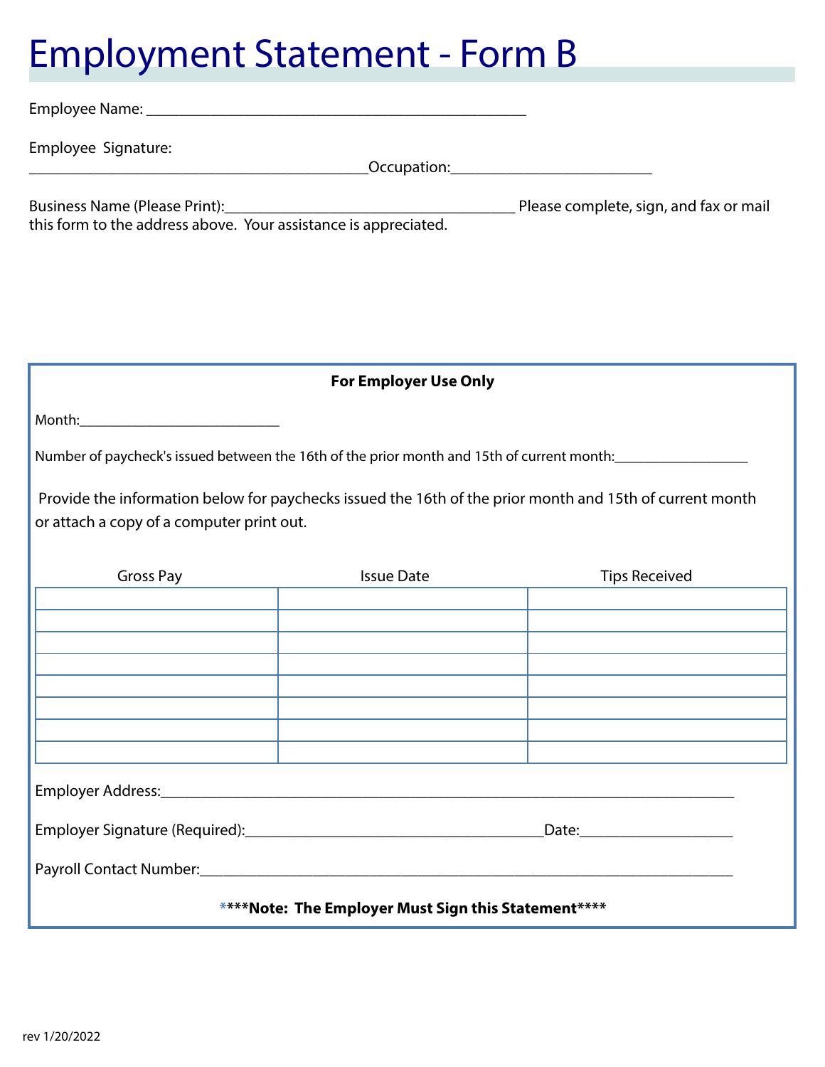# Employment Statement - Form B

Employee Name: ________________________________________________

Employee Signature: ____________________________________________ Occupation: _________________________

Business Name (Please Print): _____________________________________ Please complete, sign, and fax or mail this form to the address above. Your assistance is appreciated.

**For Employer Use Only**

Month: ___________________________

Number of paycheck's issued between the 16th of the prior month and 15th of current month: __________________

Provide the information below for paychecks issued the 16th of the prior month and 15th of current month or attach a copy of a computer print out.

| Gross Pay | Issue Date | Tips Received |
|---|---|---|
| | | |
| | | |
| | | |
| | | |
| | | |
| | | |
| | | |
| | | |

Employer Address: _____________________________________________________________________________

Employer Signature (Required): ______________________________________ Date: ___________________

Payroll Contact Number: ________________________________________________________________________

*****Note: The Employer Must Sign this Statement*****

rev 1/20/2022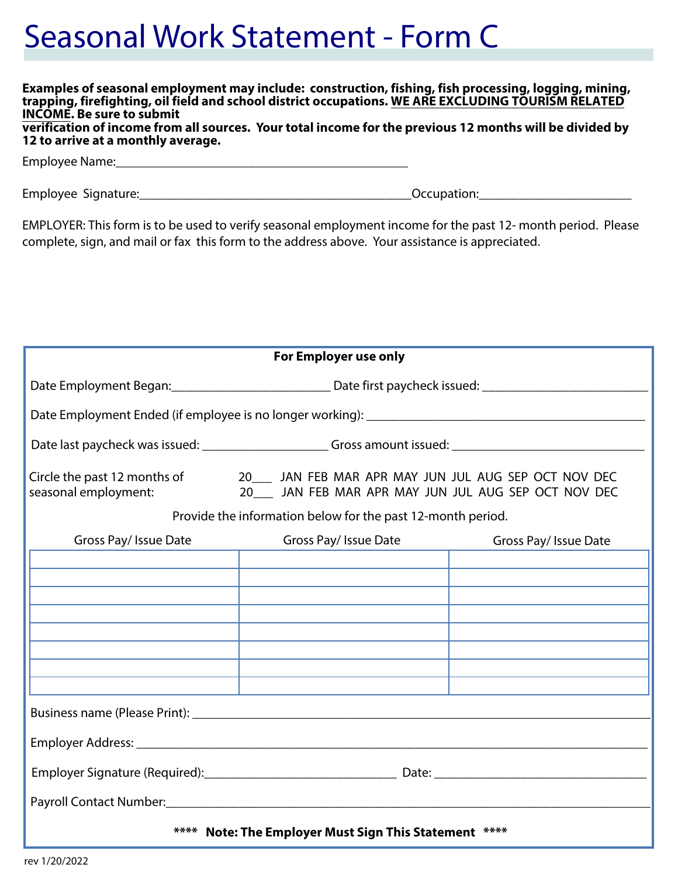# Seasonal Work Statement - Form C

**Examples of seasonal employment may include: construction, fishing, fish processing, logging, mining, trapping, firefighting, oil field and school district occupations. WE ARE EXCLUDING TOURISM RELATED INCOME. Be sure to submit verification of income from all sources. Your total income for the previous 12 months will be divided by 12 to arrive at a monthly average.**

Employee Name:_____________________________________________

Employee Signature:__________________________________________Occupation:______________________

EMPLOYER: This form is to be used to verify seasonal employment income for the past 12- month period. Please complete, sign, and mail or fax this form to the address above. Your assistance is appreciated.

**For Employer use only**

Date Employment Began:________________________ Date first paycheck issued: _________________________

Date Employment Ended (if employee is no longer working): ________________________________________

Date last paycheck was issued: ___________________ Gross amount issued: ____________________________

Circle the past 12 months of seasonal employment:

20___ JAN FEB MAR APR MAY JUN JUL AUG SEP OCT NOV DEC
20___ JAN FEB MAR APR MAY JUN JUL AUG SEP OCT NOV DEC

Provide the information below for the past 12-month period.

| Gross Pay/ Issue Date | Gross Pay/ Issue Date | Gross Pay/ Issue Date |
|---|---|---|
| | | |
| | | |
| | | |
| | | |
| | | |
| | | |
| | | |
| | | |

Business name (Please Print): ______________________________________________________________________

Employer Address: ___________________________________________________________________________

Employer Signature (Required):____________________________ Date: ________________________________

Payroll Contact Number:______________________________________________________________________

**\*\*\*\* Note: The Employer Must Sign This Statement \*\*\*\***

rev 1/20/2022